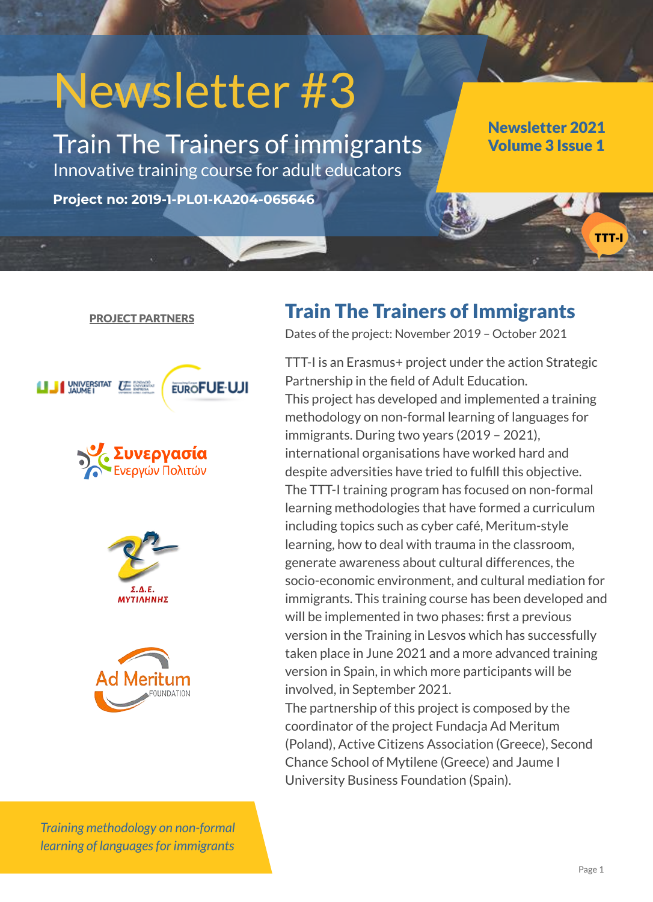# Newsletter #3

## Train The Trainers of immigrants

Innovative training course for adult educators

**Project no: 2019-1-PL01-KA204-065646**

**Newsletter 2021**
**Volume 3 Issue 1**

TTT-I

**PROJECT PARTNERS**

UNIVERSITAT JAUME I
EUROFUE-UJI

Συνεργασία
Ενεργών Πολιτών

Σ.Δ.Ε.
ΜΥΤΙΛΗΝΗΣ

Ad Meritum
FOUNDATION

## Train The Trainers of Immigrants

Dates of the project: November 2019 – October 2021

TTT-I is an Erasmus+ project under the action Strategic Partnership in the field of Adult Education.
This project has developed and implemented a training methodology on non-formal learning of languages for immigrants. During two years (2019 – 2021), international organisations have worked hard and despite adversities have tried to fulfill this objective.
The TTT-I training program has focused on non-formal learning methodologies that have formed a curriculum including topics such as cyber café, Meritum-style learning, how to deal with trauma in the classroom, generate awareness about cultural differences, the socio-economic environment, and cultural mediation for immigrants. This training course has been developed and will be implemented in two phases: first a previous version in the Training in Lesvos which has successfully taken place in June 2021 and a more advanced training version in Spain, in which more participants will be involved, in September 2021.
The partnership of this project is composed by the coordinator of the project Fundacja Ad Meritum (Poland), Active Citizens Association (Greece), Second Chance School of Mytilene (Greece) and Jaume I University Business Foundation (Spain).

*Training methodology on non-formal learning of languages for immigrants*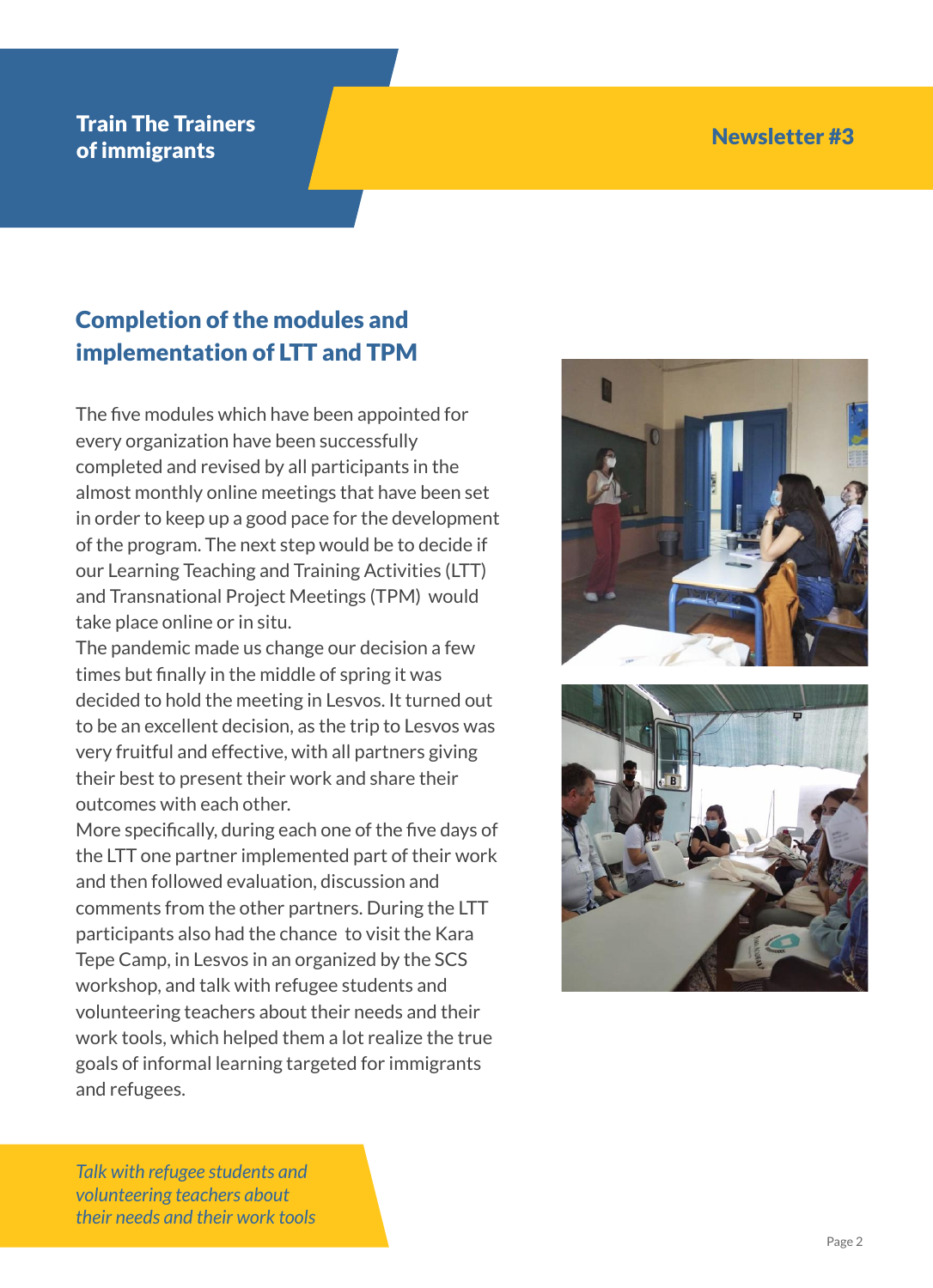## Completion of the modules and implementation of LTT and TPM

The five modules which have been appointed for every organization have been successfully completed and revised by all participants in the almost monthly online meetings that have been set in order to keep up a good pace for the development of the program. The next step would be to decide if our Learning Teaching and Training Activities (LTT) and Transnational Project Meetings (TPM) would take place online or in situ.

The pandemic made us change our decision a few times but finally in the middle of spring it was decided to hold the meeting in Lesvos. It turned out to be an excellent decision, as the trip to Lesvos was very fruitful and effective, with all partners giving their best to present their work and share their outcomes with each other.

More specifically, during each one of the five days of the LTT one partner implemented part of their work and then followed evaluation, discussion and comments from the other partners. During the LTT participants also had the chance to visit the Kara Tepe Camp, in Lesvos in an organized by the SCS workshop, and talk with refugee students and volunteering teachers about their needs and their work tools, which helped them a lot realize the true goals of informal learning targeted for immigrants and refugees.

*Talk with refugee students and volunteering teachers about their needs and their work tools*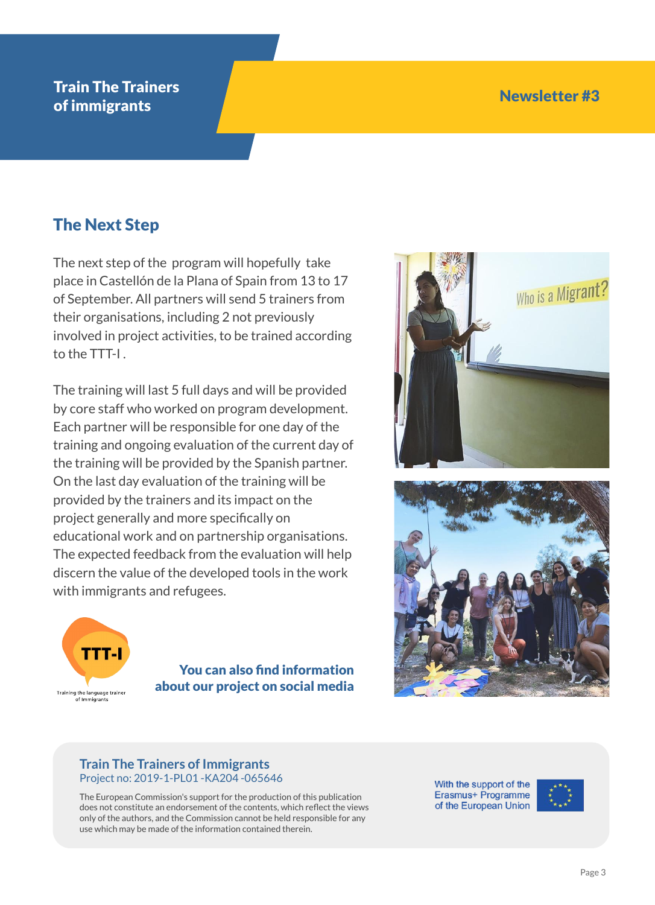Train The Trainers of immigrants

Newsletter #3

## The Next Step

The next step of the program will hopefully take place in Castellón de la Plana of Spain from 13 to 17 of September. All partners will send 5 trainers from their organisations, including 2 not previously involved in project activities, to be trained according to the TTT-I .

The training will last 5 full days and will be provided by core staff who worked on program development. Each partner will be responsible for one day of the training and ongoing evaluation of the current day of the training will be provided by the Spanish partner. On the last day evaluation of the training will be provided by the trainers and its impact on the project generally and more specifically on educational work and on partnership organisations. The expected feedback from the evaluation will help discern the value of the developed tools in the work with immigrants and refugees.

TTT-I

Training the language trainer of immigrants

**You can also find information about our project on social media**

**Train The Trainers of Immigrants**
Project no: 2019-1-PL01 -KA204 -065646

The European Commission's support for the production of this publication does not constitute an endorsement of the contents, which reflect the views only of the authors, and the Commission cannot be held responsible for any use which may be made of the information contained therein.

With the support of the Erasmus+ Programme of the European Union